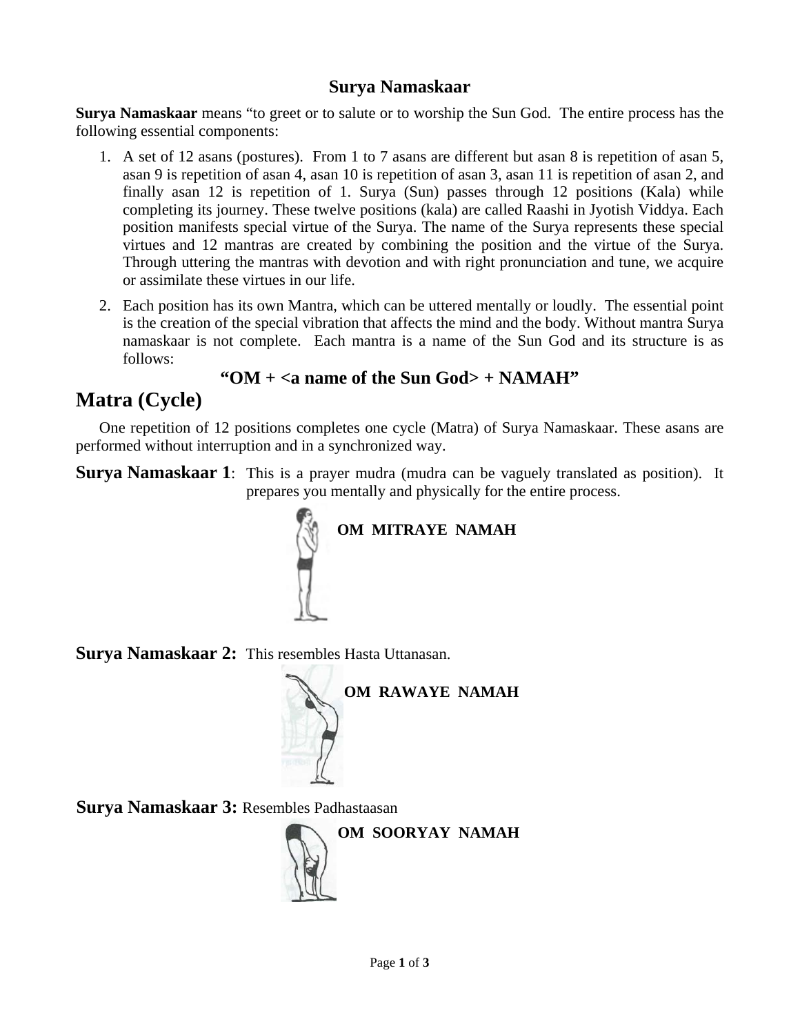# Surya Namaskaar

**Surya Namaskaar** means “to greet or to salute or to worship the Sun God. The entire process has the following essential components:

1. A set of 12 asans (postures). From 1 to 7 asans are different but asan 8 is repetition of asan 5, asan 9 is repetition of asan 4, asan 10 is repetition of asan 3, asan 11 is repetition of asan 2, and finally asan 12 is repetition of 1. Surya (Sun) passes through 12 positions (Kala) while completing its journey. These twelve positions (kala) are called Raashi in Jyotish Viddya. Each position manifests special virtue of the Surya. The name of the Surya represents these special virtues and 12 mantras are created by combining the position and the virtue of the Surya. Through uttering the mantras with devotion and with right pronunciation and tune, we acquire or assimilate these virtues in our life.
2. Each position has its own Mantra, which can be uttered mentally or loudly. The essential point is the creation of the special vibration that affects the mind and the body. Without mantra Surya namaskaar is not complete. Each mantra is a name of the Sun God and its structure is as follows:

**“OM + <a name of the Sun God> + NAMAH”**

## Matra (Cycle)

One repetition of 12 positions completes one cycle (Matra) of Surya Namaskaar. These asans are performed without interruption and in a synchronized way.

**Surya Namaskaar 1**: This is a prayer mudra (mudra can be vaguely translated as position). It prepares you mentally and physically for the entire process.

**OM MITRAYE NAMAH**

**Surya Namaskaar 2:** This resembles Hasta Uttanasan.

**OM RAWAYE NAMAH**

**Surya Namaskaar 3:** Resembles Padhastaasan

**OM SOORYAY NAMAH**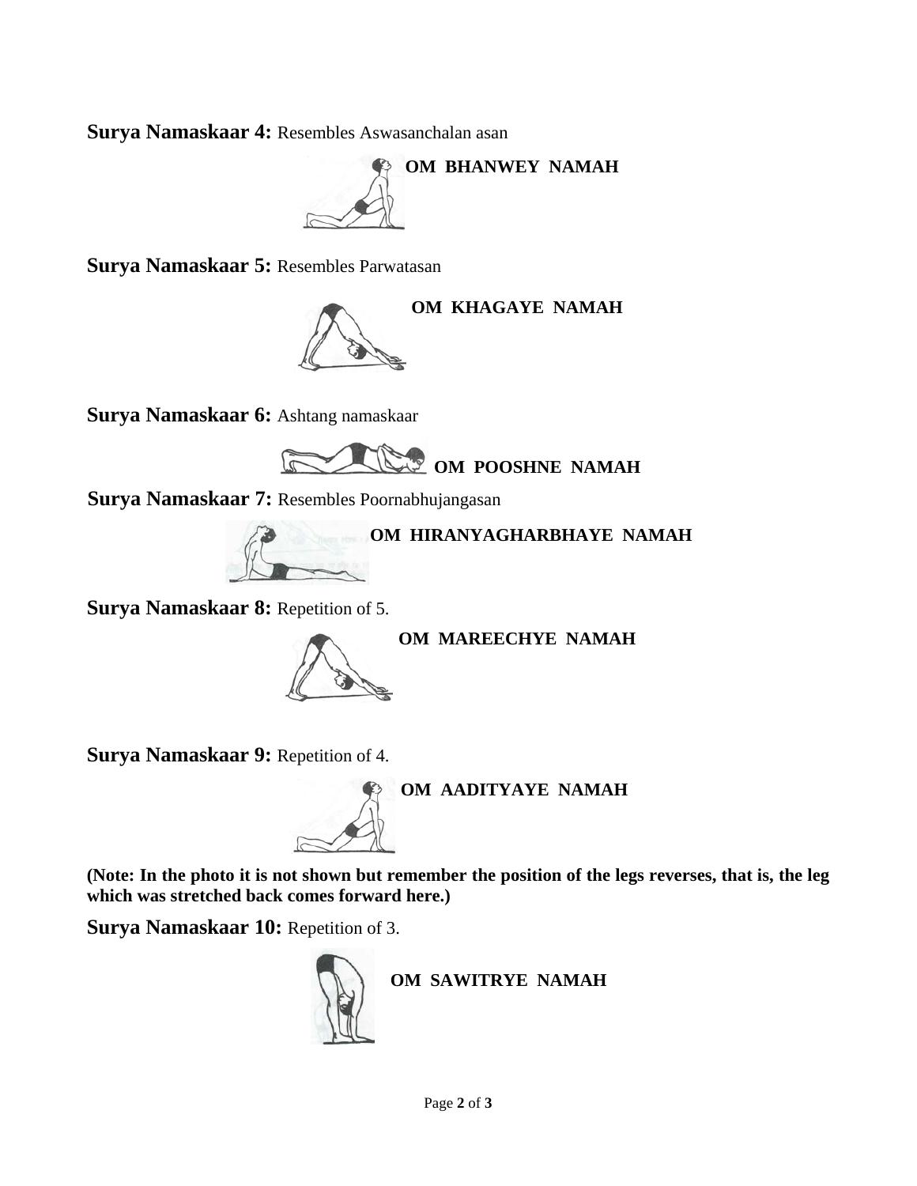**Surya Namaskaar 4:** Resembles Aswasanchalan asan

**OM BHANWEY NAMAH**

**Surya Namaskaar 5:** Resembles Parwatasan

**OM KHAGAYE NAMAH**

**Surya Namaskaar 6:** Ashtang namaskaar

**OM POOSHNE NAMAH**

**Surya Namaskaar 7:** Resembles Poornabhujangasan

**OM HIRANYAGHARBHAYE NAMAH**

**Surya Namaskaar 8:** Repetition of 5.

**OM MAREECHYE NAMAH**

**Surya Namaskaar 9:** Repetition of 4.

**OM AADITYAYE NAMAH**

**(Note: In the photo it is not shown but remember the position of the legs reverses, that is, the leg which was stretched back comes forward here.)**

**Surya Namaskaar 10:** Repetition of 3.

**OM SAWITRYE NAMAH**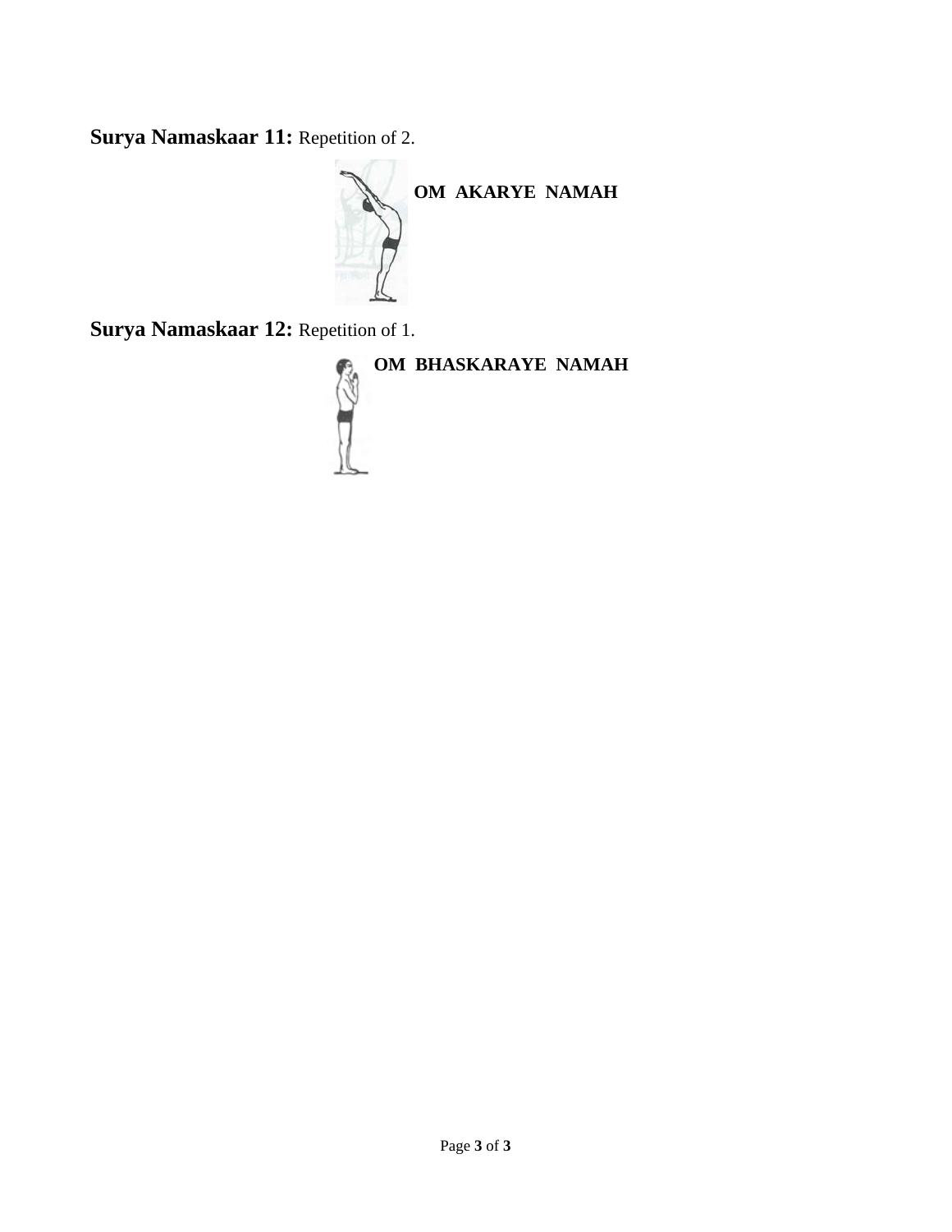**Surya Namaskaar 11:** Repetition of 2.

**OM AKARYE NAMAH**

**Surya Namaskaar 12:** Repetition of 1.

**OM BHASKARAYE NAMAH**